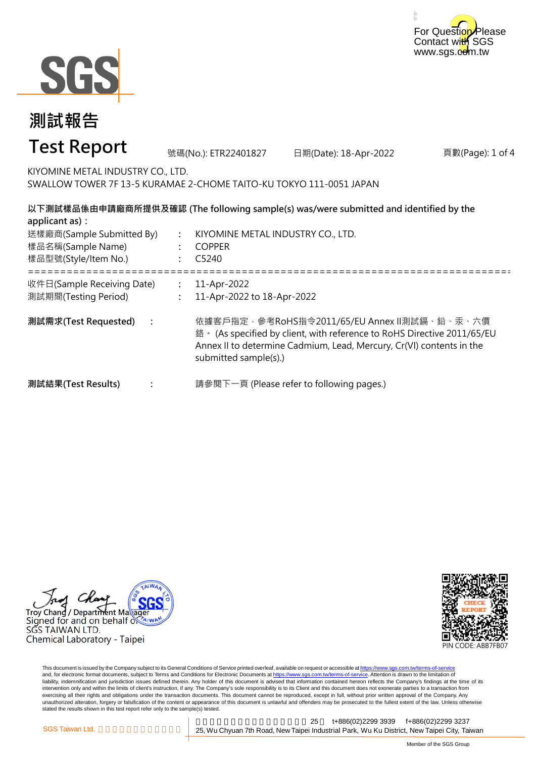For Question Please Contact with SGS
www.sgs.com.tw

# 測試報告

# Test Report

號碼(No.): ETR22401827　　日期(Date): 18-Apr-2022

KIYOMINE METAL INDUSTRY CO., LTD.
SWALLOW TOWER 7F 13-5 KURAMAE 2-CHOME TAITO-KU TOKYO 111-0051 JAPAN

**以下測試樣品係由申請廠商所提供及確認 (The following sample(s) was/were submitted and identified by the applicant as)：**

送樣廠商(Sample Submitted By) : KIYOMINE METAL INDUSTRY CO., LTD.
樣品名稱(Sample Name) : COPPER
樣品型號(Style/Item No.) : C5240

==========================================================================

收件日(Sample Receiving Date) : 11-Apr-2022
測試期間(Testing Period) : 11-Apr-2022 to 18-Apr-2022

**測試需求(Test Requested)** : 依據客戶指定，參考RoHS指令2011/65/EU Annex II測試鎘、鉛、汞、六價鉻。 (As specified by client, with reference to RoHS Directive 2011/65/EU Annex II to determine Cadmium, Lead, Mercury, Cr(VI) contents in the submitted sample(s).)

**測試結果(Test Results)** : 請參閱下一頁 (Please refer to following pages.)

Troy Chang / Department Manager
Signed for and on behalf of
SGS TAIWAN LTD.
Chemical Laboratory - Taipei

PIN CODE: ABB7FB07

This document is issued by the Company subject to its General Conditions of Service printed overleaf, available on request or accessible at https://www.sgs.com.tw/terms-of-service and, for electronic format documents, subject to Terms and Conditions for Electronic Documents at https://www.sgs.com.tw/terms-of-service. Attention is drawn to the limitation of liability, indemnification and jurisdiction issues defined therein. Any holder of this document is advised that information contained hereon reflects the Company's findings at the time of its intervention only and within the limits of client's instruction, if any. The Company's sole responsibility is to its Client and this document does not exonerate parties to a transaction from exercising all their rights and obligations under the transaction documents. This document cannot be reproduced, except in full, without prior written approval of the Company. Any unauthorized alteration, forgery or falsification of the content or appearance of this document is unlawful and offenders may be prosecuted to the fullest extent of the law. Unless otherwise stated the results shown in this test report refer only to the sample(s) tested.

SGS Taiwan Ltd. 　25　t+886(02)2299 3939　f+886(02)2299 3237
25, Wu Chyuan 7th Road, New Taipei Industrial Park, Wu Ku District, New Taipei City, Taiwan

Member of the SGS Group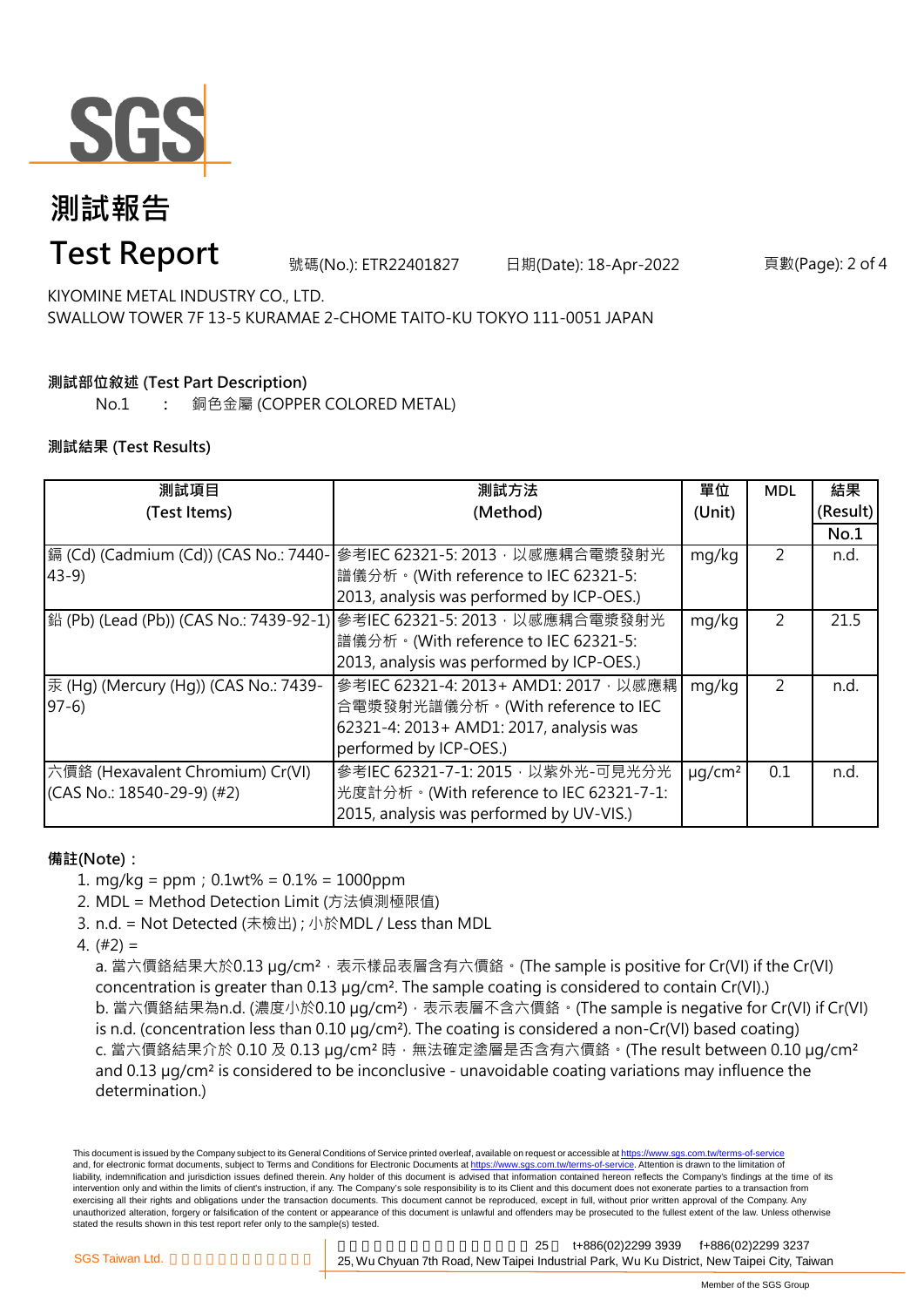# 測試報告

# Test Report

號碼(No.): ETR22401827　　日期(Date): 18-Apr-2022

KIYOMINE METAL INDUSTRY CO., LTD.
SWALLOW TOWER 7F 13-5 KURAMAE 2-CHOME TAITO-KU TOKYO 111-0051 JAPAN

**測試部位敘述 (Test Part Description)**

No.1　：　銅色金屬 (COPPER COLORED METAL)

**測試結果 (Test Results)**

| 測試項目 (Test Items) | 測試方法 (Method) | 單位 (Unit) | MDL | 結果 (Result) |
|---|---|---|---|---|
| | | | | No.1 |
| 鎘 (Cd) (Cadmium (Cd)) (CAS No.: 7440-43-9) | 參考IEC 62321-5: 2013，以感應耦合電漿發射光譜儀分析。(With reference to IEC 62321-5: 2013, analysis was performed by ICP-OES.) | mg/kg | 2 | n.d. |
| 鉛 (Pb) (Lead (Pb)) (CAS No.: 7439-92-1) | 參考IEC 62321-5: 2013，以感應耦合電漿發射光譜儀分析。(With reference to IEC 62321-5: 2013, analysis was performed by ICP-OES.) | mg/kg | 2 | 21.5 |
| 汞 (Hg) (Mercury (Hg)) (CAS No.: 7439-97-6) | 參考IEC 62321-4: 2013+ AMD1: 2017，以感應耦合電漿發射光譜儀分析。(With reference to IEC 62321-4: 2013+ AMD1: 2017, analysis was performed by ICP-OES.) | mg/kg | 2 | n.d. |
| 六價鉻 (Hexavalent Chromium) Cr(VI) (CAS No.: 18540-29-9) (#2) | 參考IEC 62321-7-1: 2015，以紫外光-可見光分光光度計分析。(With reference to IEC 62321-7-1: 2015, analysis was performed by UV-VIS.) | μg/cm² | 0.1 | n.d. |

**備註(Note)：**

1. mg/kg = ppm；0.1wt% = 0.1% = 1000ppm
2. MDL = Method Detection Limit (方法偵測極限值)
3. n.d. = Not Detected (未檢出)；小於MDL / Less than MDL
4. (#2) =
   a. 當六價鉻結果大於0.13 μg/cm²，表示樣品表層含有六價鉻。(The sample is positive for Cr(VI) if the Cr(VI) concentration is greater than 0.13 μg/cm². The sample coating is considered to contain Cr(VI).)
   b. 當六價鉻結果為n.d. (濃度小於0.10 μg/cm²)，表示表層不含六價鉻。(The sample is negative for Cr(VI) if Cr(VI) is n.d. (concentration less than 0.10 μg/cm²). The coating is considered a non-Cr(VI) based coating)
   c. 當六價鉻結果介於 0.10 及 0.13 μg/cm² 時，無法確定塗層是否含有六價鉻。(The result between 0.10 μg/cm² and 0.13 μg/cm² is considered to be inconclusive - unavoidable coating variations may influence the determination.)

This document is issued by the Company subject to its General Conditions of Service printed overleaf, available on request or accessible at https://www.sgs.com.tw/terms-of-service and, for electronic format documents, subject to Terms and Conditions for Electronic Documents at https://www.sgs.com.tw/terms-of-service. Attention is drawn to the limitation of liability, indemnification and jurisdiction issues defined therein. Any holder of this document is advised that information contained hereon reflects the Company's findings at the time of its intervention only and within the limits of client's instruction, if any. The Company's sole responsibility is to its Client and this document does not exonerate parties to a transaction from exercising all their rights and obligations under the transaction documents. This document cannot be reproduced, except in full, without prior written approval of the Company. Any unauthorized alteration, forgery or falsification of the content or appearance of this document is unlawful and offenders may be prosecuted to the fullest extent of the law. Unless otherwise stated the results shown in this test report refer only to the sample(s) tested.

SGS Taiwan Ltd. | 25, Wu Chyuan 7th Road, New Taipei Industrial Park, Wu Ku District, New Taipei City, Taiwan | t+886(02)2299 3939 | f+886(02)2299 3237

Member of the SGS Group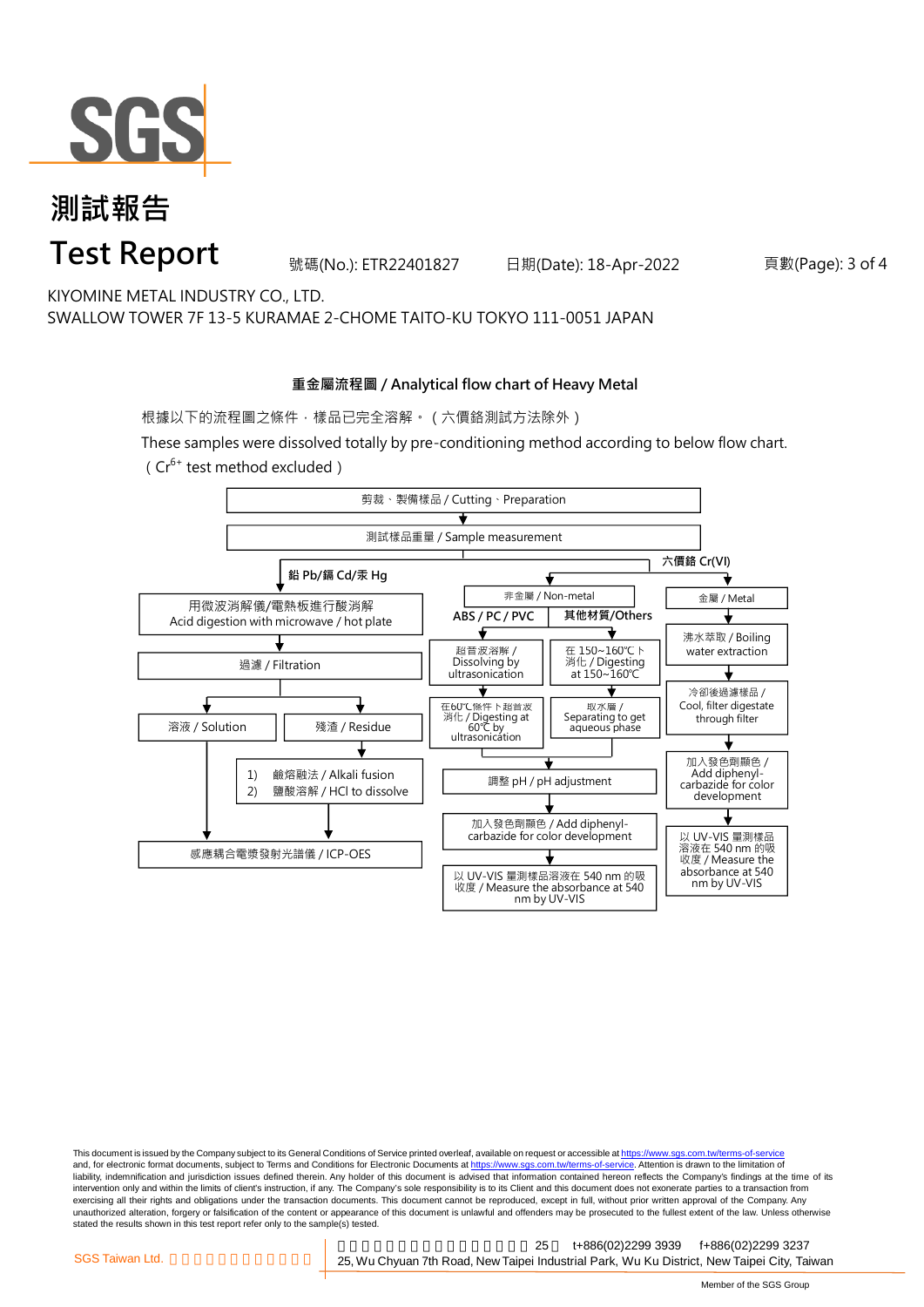# 測試報告

# Test Report

號碼(No.): ETR22401827　　日期(Date): 18-Apr-2022

KIYOMINE METAL INDUSTRY CO., LTD.
SWALLOW TOWER 7F 13-5 KURAMAE 2-CHOME TAITO-KU TOKYO 111-0051 JAPAN

## 重金屬流程圖 / Analytical flow chart of Heavy Metal

根據以下的流程圖之條件，樣品已完全溶解。（六價鉻測試方法除外）

These samples were dissolved totally by pre-conditioning method according to below flow chart.
（ $Cr^{6+}$ test method excluded ）

剪裁、製備樣品 / Cutting、Preparation
↓
測試樣品重量 / Sample measurement

**鉛 Pb/鎘 Cd/汞 Hg**
- 用微波消解儀/電熱板進行酸消解 / Acid digestion with microwave / hot plate
- ↓ 過濾 / Filtration
- ↓ 溶液 / Solution → 感應耦合電漿發射光譜儀 / ICP-OES
- ↓ 殘渣 / Residue → 1) 鹼熔融法 / Alkali fusion 2) 鹽酸溶解 / HCl to dissolve → 感應耦合電漿發射光譜儀 / ICP-OES

**六價鉻 Cr(VI)**

非金屬 / Non-metal
- **ABS / PC / PVC**: 超音波溶解 / Dissolving by ultrasonication → 在60℃條件下超音波消化 / Digesting at 60℃ by ultrasonication
- **其他材質/Others**: 在 150~160℃ 下消化 / Digesting at 150~160℃ → 取水層 / Separating to get aqueous phase
- ↓ 調整 pH / pH adjustment
- ↓ 加入發色劑顯色 / Add diphenyl-carbazide for color development
- ↓ 以 UV-VIS 量測樣品溶液在 540 nm 的吸收度 / Measure the absorbance at 540 nm by UV-VIS

金屬 / Metal
- ↓ 沸水萃取 / Boiling water extraction
- ↓ 冷卻後過濾樣品 / Cool, filter digestate through filter
- ↓ 加入發色劑顯色 / Add diphenyl-carbazide for color development
- ↓ 以 UV-VIS 量測樣品溶液在 540 nm 的吸收度 / Measure the absorbance at 540 nm by UV-VIS

This document is issued by the Company subject to its General Conditions of Service printed overleaf, available on request or accessible at https://www.sgs.com.tw/terms-of-service and, for electronic format documents, subject to Terms and Conditions for Electronic Documents at https://www.sgs.com.tw/terms-of-service. Attention is drawn to the limitation of liability, indemnification and jurisdiction issues defined therein. Any holder of this document is advised that information contained hereon reflects the Company's findings at the time of its intervention only and within the limits of client's instruction, if any. The Company's sole responsibility is to its Client and this document does not exonerate parties to a transaction from exercising all their rights and obligations under the transaction documents. This document cannot be reproduced, except in full, without prior written approval of the Company. Any unauthorized alteration, forgery or falsification of the content or appearance of this document is unlawful and offenders may be prosecuted to the fullest extent of the law. Unless otherwise stated the results shown in this test report refer only to the sample(s) tested.

SGS Taiwan Ltd. | 25, Wu Chyuan 7th Road, New Taipei Industrial Park, Wu Ku District, New Taipei City, Taiwan | t+886(02)2299 3939 f+886(02)2299 3237

Member of the SGS Group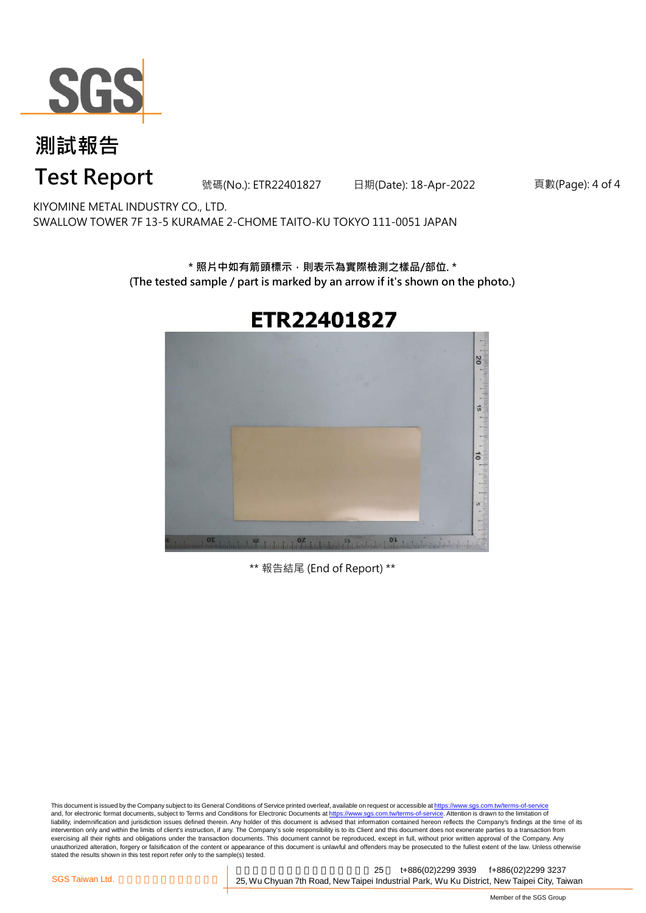# 測試報告

# Test Report

號碼(No.): ETR22401827　日期(Date): 18-Apr-2022

KIYOMINE METAL INDUSTRY CO., LTD.
SWALLOW TOWER 7F 13-5 KURAMAE 2-CHOME TAITO-KU TOKYO 111-0051 JAPAN

**\* 照片中如有箭頭標示，則表示為實際檢測之樣品/部位. \***
**(The tested sample / part is marked by an arrow if it's shown on the photo.)**

**ETR22401827**

** 報告結尾 (End of Report) **

This document is issued by the Company subject to its General Conditions of Service printed overleaf, available on request or accessible at https://www.sgs.com.tw/terms-of-service and, for electronic format documents, subject to Terms and Conditions for Electronic Documents at https://www.sgs.com.tw/terms-of-service. Attention is drawn to the limitation of liability, indemnification and jurisdiction issues defined therein. Any holder of this document is advised that information contained hereon reflects the Company's findings at the time of its intervention only and within the limits of client's instruction, if any. The Company's sole responsibility is to its Client and this document does not exonerate parties to a transaction from exercising all their rights and obligations under the transaction documents. This document cannot be reproduced, except in full, without prior written approval of the Company. Any unauthorized alteration, forgery or falsification of the content or appearance of this document is unlawful and offenders may be prosecuted to the fullest extent of the law. Unless otherwise stated the results shown in this test report refer only to the sample(s) tested.

SGS Taiwan Ltd. | 25, Wu Chyuan 7th Road, New Taipei Industrial Park, Wu Ku District, New Taipei City, Taiwan | t+886(02)2299 3939 f+886(02)2299 3237

Member of the SGS Group